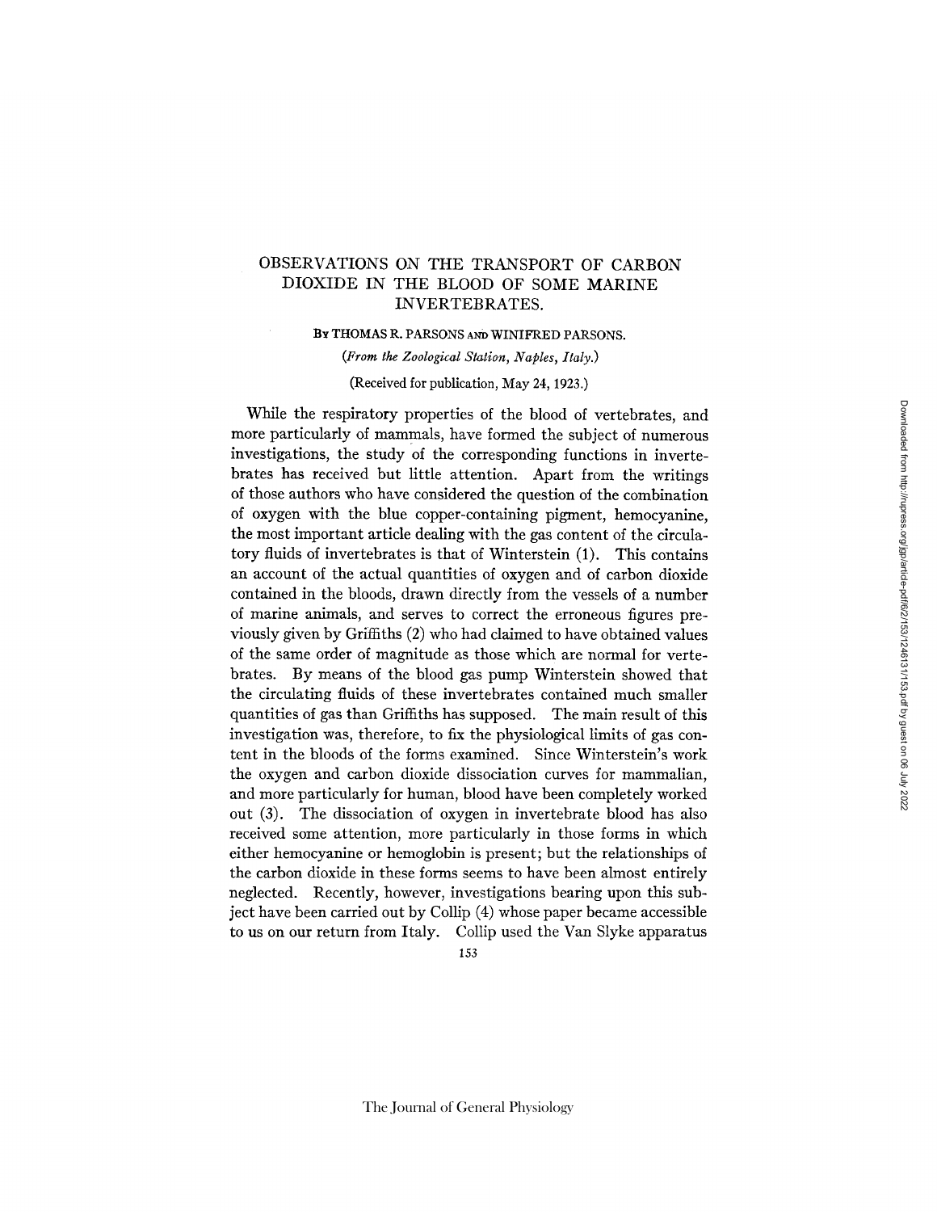# OBSERVATIONS ON THE TRANSPORT OF CARBON DIOXIDE IN THE BLOOD OF SOME MARINE INVERTEBRATES.

By THOMAS R. PARSONS and WINIFRED PARSONS.

*(From the Zoological Station, Naples, Italy.)*

(Received for publication, May 24, 1923.)

While the respiratory properties of the blood of vertebrates, and more particularly of mammals, have formed the subject of numerous investigations, the study of the corresponding functions in invertebrates has received but little attention. Apart from the writings of those authors who have considered the question of the combination of oxygen with the blue copper-containing pigment, hemocyanine, the most important article dealing with the gas content of the circulatory fluids of invertebrates is that of Winterstein (1). This contains an account of the actual quantities of oxygen and of carbon dioxide contained in the bloods, drawn directly from the vessels of a number of marine animals, and serves to correct the erroneous figures previously given by Griffiths (2) who had claimed to have obtained values of the same order of magnitude as those which are normal for vertebrates. By means of the blood gas pump Winterstein showed that the circulating fluids of these invertebrates contained much smaller quantities of gas than Griffiths has supposed. The main result of this investigation was, therefore, to fix the physiological limits of gas content in the bloods of the forms examined. Since Winterstein's work the oxygen and carbon dioxide dissociation curves for mammalian, and more particularly for human, blood have been completely worked out (3). The dissociation of oxygen in invertebrate blood has also received some attention, more particularly in those forms in which either hemocyanine or hemoglobin is present; but the relationships of the carbon dioxide in these forms seems to have been almost entirely neglected. Recently, however, investigations bearing upon this subject have been carried out by Collip (4) whose paper became accessible to us on our return from Italy. Collip used the Van Slyke apparatus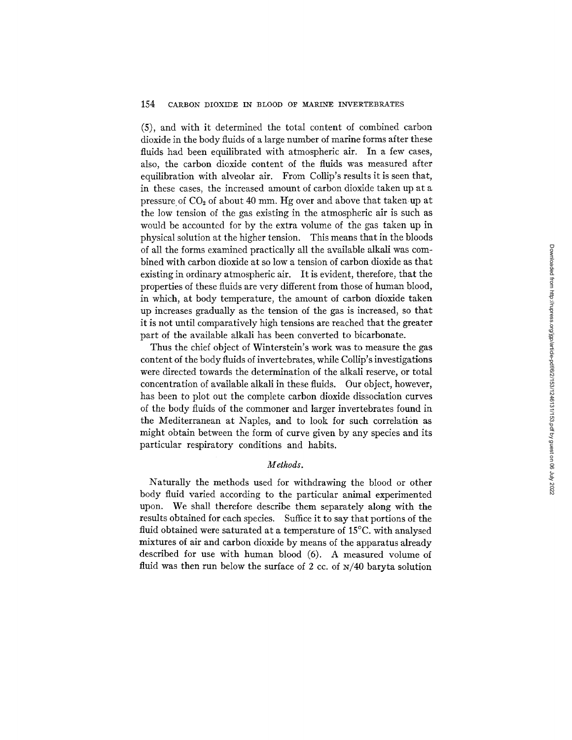(5), and with it determined the total content of combined carbon dioxide in the body fluids of a large number of marine forms after these fluids had been equilibrated with atmospheric air. In a few cases, also, the carbon dioxide content of the fluids was measured after equilibration with alveolar air. From Collip's results it is seen that, in these cases, the increased amount of carbon dioxide taken up at a pressure of $CO_2$ of about 40 mm. Hg over and above that taken up at the low tension of the gas existing in the atmospheric air is such as would be accounted for by the extra volume of the gas taken up in physical solution at the higher tension. This means that in the bloods of all the forms examined practically all the available alkali was combined with carbon dioxide at so low a tension of carbon dioxide as that existing in ordinary atmospheric air. It is evident, therefore, that the properties of these fluids are very different from those of human blood, in which, at body temperature, the amount of carbon dioxide taken up increases gradually as the tension of the gas is increased, so that it is not until comparatively high tensions are reached that the greater part of the available alkali has been converted to bicarbonate.

Thus the chief object of Winterstein's work was to measure the gas content of the body fluids of invertebrates, while Collip's investigations were directed towards the determination of the alkali reserve, or total concentration of available alkali in these fluids. Our object, however, has been to plot out the complete carbon dioxide dissociation curves of the body fluids of the commoner and larger invertebrates found in the Mediterranean at Naples, and to look for such correlation as might obtain between the form of curve given by any species and its particular respiratory conditions and habits.

### *Methods.*

Naturally the methods used for withdrawing the blood or other body fluid varied according to the particular animal experimented upon. We shall therefore describe them separately along with the results obtained for each species. Suffice it to say that portions of the fluid obtained were saturated at a temperature of 15°C. with analysed mixtures of air and carbon dioxide by means of the apparatus already described for use with human blood (6). A measured volume of fluid was then run below the surface of 2 cc. of N/40 baryta solution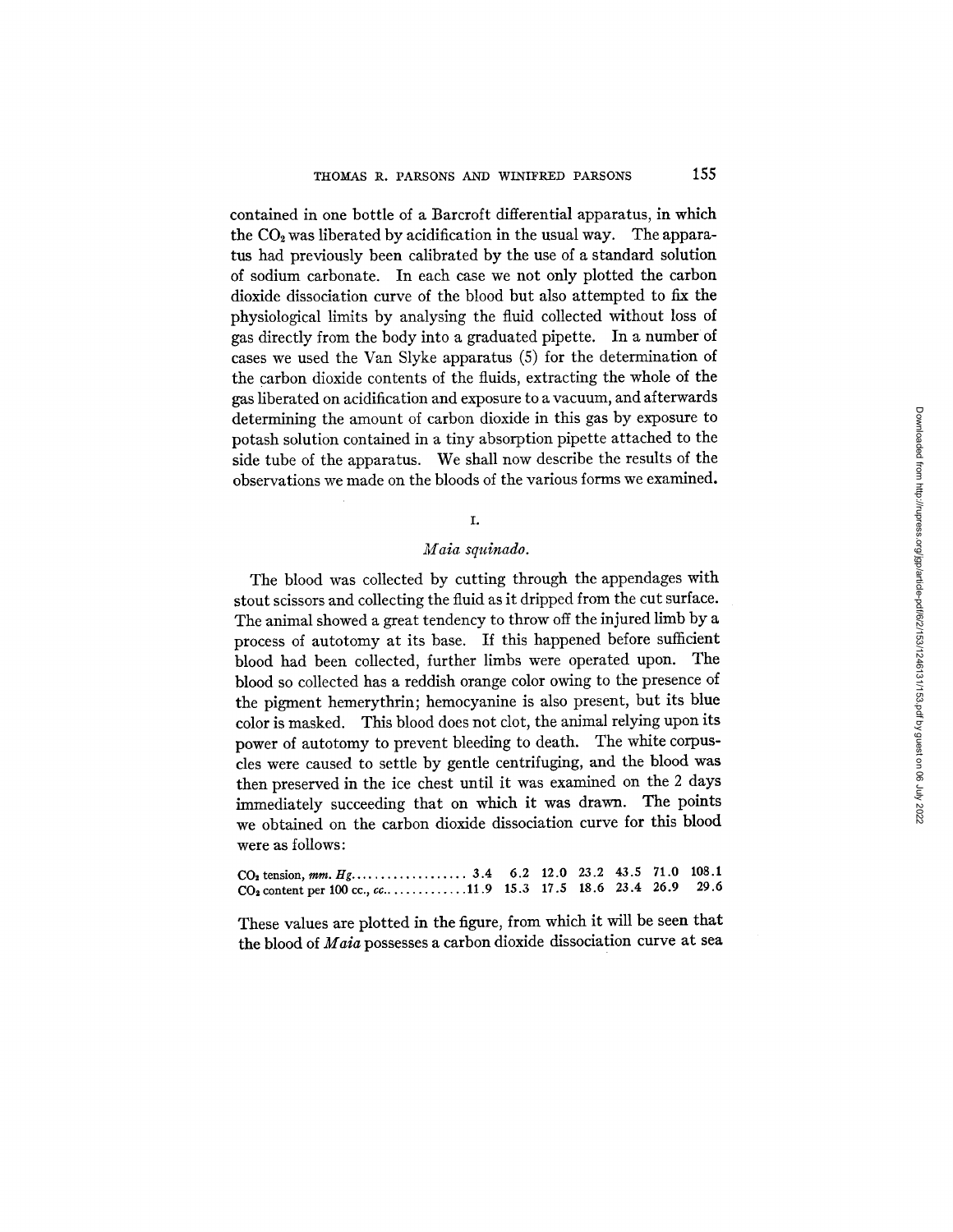contained in one bottle of a Barcroft differential apparatus, in which the $CO_2$ was liberated by acidification in the usual way. The apparatus had previously been calibrated by the use of a standard solution of sodium carbonate. In each case we not only plotted the carbon dioxide dissociation curve of the blood but also attempted to fix the physiological limits by analysing the fluid collected without loss of gas directly from the body into a graduated pipette. In a number of cases we used the Van Slyke apparatus (5) for the determination of the carbon dioxide contents of the fluids, extracting the whole of the gas liberated on acidification and exposure to a vacuum, and afterwards determining the amount of carbon dioxide in this gas by exposure to potash solution contained in a tiny absorption pipette attached to the side tube of the apparatus. We shall now describe the results of the observations we made on the bloods of the various forms we examined.

## I.

### *Maia squinado.*

The blood was collected by cutting through the appendages with stout scissors and collecting the fluid as it dripped from the cut surface. The animal showed a great tendency to throw off the injured limb by a process of autotomy at its base. If this happened before sufficient blood had been collected, further limbs were operated upon. The blood so collected has a reddish orange color owing to the presence of the pigment hemerythrin; hemocyanine is also present, but its blue color is masked. This blood does not clot, the animal relying upon its power of autotomy to prevent bleeding to death. The white corpuscles were caused to settle by gentle centrifuging, and the blood was then preserved in the ice chest until it was examined on the 2 days immediately succeeding that on which it was drawn. The points we obtained on the carbon dioxide dissociation curve for this blood were as follows:

| | | | | | | | |
|---|---|---|---|---|---|---|---|
| $CO_2$ tension, *mm. Hg* | 3.4 | 6.2 | 12.0 | 23.2 | 43.5 | 71.0 | 108.1 |
| $CO_2$ content per 100 cc., *cc.* | 11.9 | 15.3 | 17.5 | 18.6 | 23.4 | 26.9 | 29.6 |

These values are plotted in the figure, from which it will be seen that the blood of *Maia* possesses a carbon dioxide dissociation curve at sea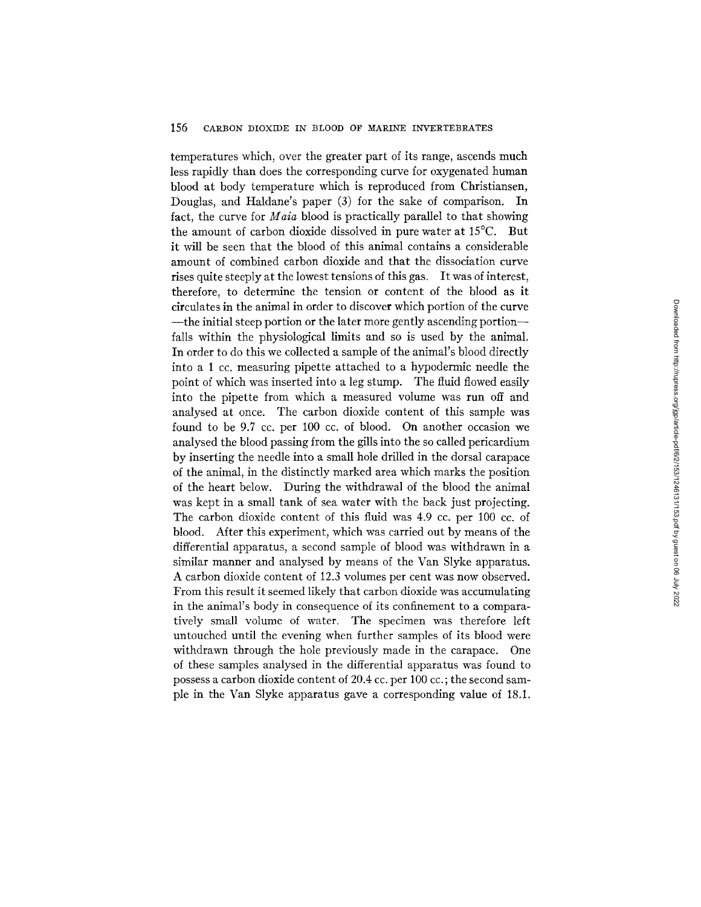temperatures which, over the greater part of its range, ascends much less rapidly than does the corresponding curve for oxygenated human blood at body temperature which is reproduced from Christiansen, Douglas, and Haldane's paper (3) for the sake of comparison. In fact, the curve for *Maia* blood is practically parallel to that showing the amount of carbon dioxide dissolved in pure water at 15°C. But it will be seen that the blood of this animal contains a considerable amount of combined carbon dioxide and that the dissociation curve rises quite steeply at the lowest tensions of this gas. It was of interest, therefore, to determine the tension or content of the blood as it circulates in the animal in order to discover which portion of the curve —the initial steep portion or the later more gently ascending portion— falls within the physiological limits and so is used by the animal. In order to do this we collected a sample of the animal's blood directly into a 1 cc. measuring pipette attached to a hypodermic needle the point of which was inserted into a leg stump. The fluid flowed easily into the pipette from which a measured volume was run off and analysed at once. The carbon dioxide content of this sample was found to be 9.7 cc. per 100 cc. of blood. On another occasion we analysed the blood passing from the gills into the so called pericardium by inserting the needle into a small hole drilled in the dorsal carapace of the animal, in the distinctly marked area which marks the position of the heart below. During the withdrawal of the blood the animal was kept in a small tank of sea water with the back just projecting. The carbon dioxide content of this fluid was 4.9 cc. per 100 cc. of blood. After this experiment, which was carried out by means of the differential apparatus, a second sample of blood was withdrawn in a similar manner and analysed by means of the Van Slyke apparatus. A carbon dioxide content of 12.3 volumes per cent was now observed. From this result it seemed likely that carbon dioxide was accumulating in the animal's body in consequence of its confinement to a comparatively small volume of water. The specimen was therefore left untouched until the evening when further samples of its blood were withdrawn through the hole previously made in the carapace. One of these samples analysed in the differential apparatus was found to possess a carbon dioxide content of 20.4 cc. per 100 cc.; the second sample in the Van Slyke apparatus gave a corresponding value of 18.1.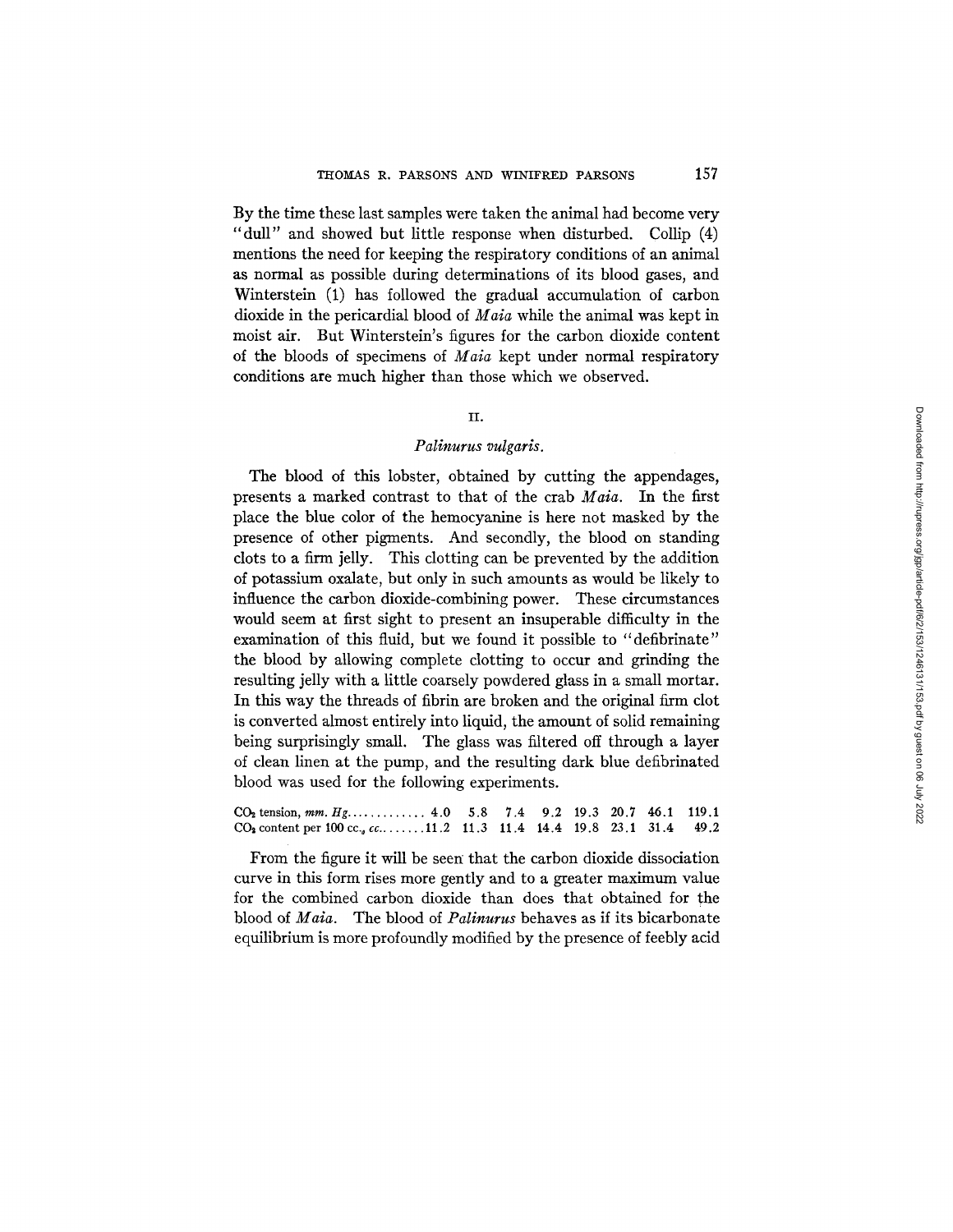By the time these last samples were taken the animal had become very "dull" and showed but little response when disturbed. Collip (4) mentions the need for keeping the respiratory conditions of an animal as normal as possible during determinations of its blood gases, and Winterstein (1) has followed the gradual accumulation of carbon dioxide in the pericardial blood of *Maia* while the animal was kept in moist air. But Winterstein's figures for the carbon dioxide content of the bloods of specimens of *Maia* kept under normal respiratory conditions are much higher than those which we observed.

## II.

### *Palinurus vulgaris.*

The blood of this lobster, obtained by cutting the appendages, presents a marked contrast to that of the crab *Maia*. In the first place the blue color of the hemocyanine is here not masked by the presence of other pigments. And secondly, the blood on standing clots to a firm jelly. This clotting can be prevented by the addition of potassium oxalate, but only in such amounts as would be likely to influence the carbon dioxide-combining power. These circumstances would seem at first sight to present an insuperable difficulty in the examination of this fluid, but we found it possible to "defibrinate" the blood by allowing complete clotting to occur and grinding the resulting jelly with a little coarsely powdered glass in a small mortar. In this way the threads of fibrin are broken and the original firm clot is converted almost entirely into liquid, the amount of solid remaining being surprisingly small. The glass was filtered off through a layer of clean linen at the pump, and the resulting dark blue defibrinated blood was used for the following experiments.

| | | | | | | | | |
|---|---|---|---|---|---|---|---|---|
| $CO_2$ tension, *mm. Hg*. | 4.0 | 5.8 | 7.4 | 9.2 | 19.3 | 20.7 | 46.1 | 119.1 |
| $CO_2$ content per 100 cc., *cc.* | 11.2 | 11.3 | 11.4 | 14.4 | 19.8 | 23.1 | 31.4 | 49.2 |

From the figure it will be seen that the carbon dioxide dissociation curve in this form rises more gently and to a greater maximum value for the combined carbon dioxide than does that obtained for the blood of *Maia*. The blood of *Palinurus* behaves as if its bicarbonate equilibrium is more profoundly modified by the presence of feebly acid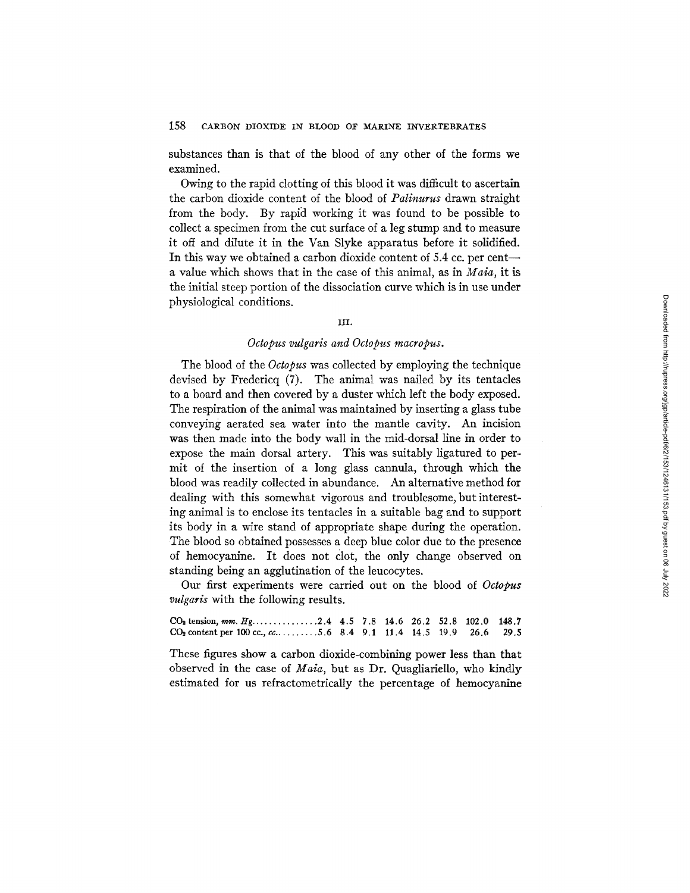substances than is that of the blood of any other of the forms we examined.

Owing to the rapid clotting of this blood it was difficult to ascertain the carbon dioxide content of the blood of *Palinurus* drawn straight from the body. By rapid working it was found to be possible to collect a specimen from the cut surface of a leg stump and to measure it off and dilute it in the Van Slyke apparatus before it solidified. In this way we obtained a carbon dioxide content of 5.4 cc. per cent—a value which shows that in the case of this animal, as in *Maia*, it is the initial steep portion of the dissociation curve which is in use under physiological conditions.

## III.

### *Octopus vulgaris* and *Octopus macropus*.

The blood of the *Octopus* was collected by employing the technique devised by Fredericq (7). The animal was nailed by its tentacles to a board and then covered by a duster which left the body exposed. The respiration of the animal was maintained by inserting a glass tube conveying aerated sea water into the mantle cavity. An incision was then made into the body wall in the mid-dorsal line in order to expose the main dorsal artery. This was suitably ligatured to permit of the insertion of a long glass cannula, through which the blood was readily collected in abundance. An alternative method for dealing with this somewhat vigorous and troublesome, but interesting animal is to enclose its tentacles in a suitable bag and to support its body in a wire stand of appropriate shape during the operation. The blood so obtained possesses a deep blue color due to the presence of hemocyanine. It does not clot, the only change observed on standing being an agglutination of the leucocytes.

Our first experiments were carried out on the blood of *Octopus vulgaris* with the following results.

| | | | | | | | | |
|---|---|---|---|---|---|---|---|---|
| $CO_2$ tension, *mm. Hg* | 2.4 | 4.5 | 7.8 | 14.6 | 26.2 | 52.8 | 102.0 | 148.7 |
| $CO_2$ content per 100 cc., *cc.* | 5.6 | 8.4 | 9.1 | 11.4 | 14.5 | 19.9 | 26.6 | 29.5 |

These figures show a carbon dioxide-combining power less than that observed in the case of *Maia*, but as Dr. Quagliariello, who kindly estimated for us refractometrically the percentage of hemocyanine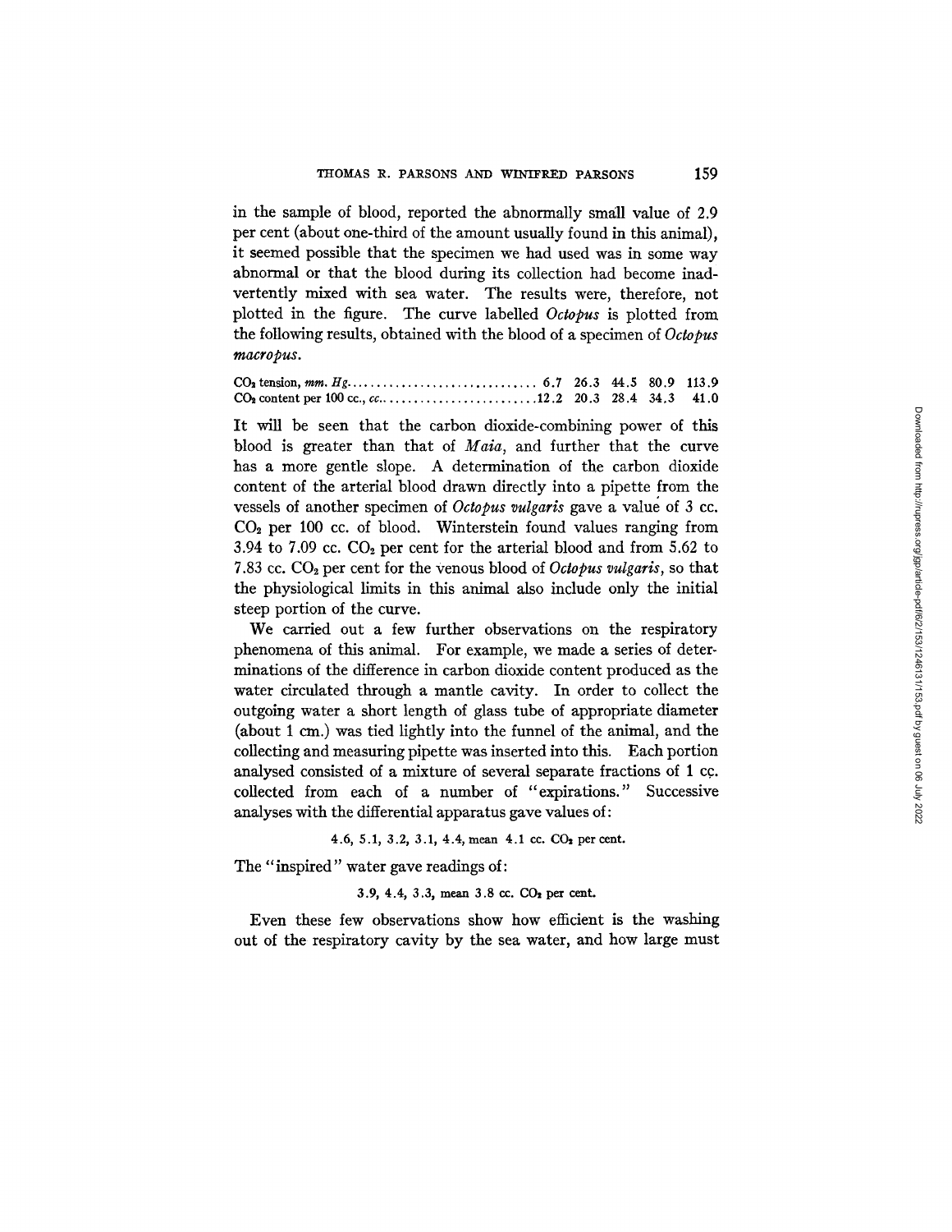in the sample of blood, reported the abnormally small value of 2.9 per cent (about one-third of the amount usually found in this animal), it seemed possible that the specimen we had used was in some way abnormal or that the blood during its collection had become inadvertently mixed with sea water. The results were, therefore, not plotted in the figure. The curve labelled *Octopus* is plotted from the following results, obtained with the blood of a specimen of *Octopus macropus*.

| | | | | | |
|---|---|---|---|---|---|
| $CO_2$ tension, *mm. Hg* | 6.7 | 26.3 | 44.5 | 80.9 | 113.9 |
| $CO_2$ content per 100 cc., *cc.* | 12.2 | 20.3 | 28.4 | 34.3 | 41.0 |

It will be seen that the carbon dioxide-combining power of this blood is greater than that of *Maia*, and further that the curve has a more gentle slope. A determination of the carbon dioxide content of the arterial blood drawn directly into a pipette from the vessels of another specimen of *Octopus vulgaris* gave a value of 3 cc. $CO_2$ per 100 cc. of blood. Winterstein found values ranging from 3.94 to 7.09 cc. $CO_2$ per cent for the arterial blood and from 5.62 to 7.83 cc. $CO_2$ per cent for the venous blood of *Octopus vulgaris*, so that the physiological limits in this animal also include only the initial steep portion of the curve.

We carried out a few further observations on the respiratory phenomena of this animal. For example, we made a series of determinations of the difference in carbon dioxide content produced as the water circulated through a mantle cavity. In order to collect the outgoing water a short length of glass tube of appropriate diameter (about 1 cm.) was tied lightly into the funnel of the animal, and the collecting and measuring pipette was inserted into this. Each portion analysed consisted of a mixture of several separate fractions of 1 cc. collected from each of a number of "expirations." Successive analyses with the differential apparatus gave values of:

4.6, 5.1, 3.2, 3.1, 4.4, mean 4.1 cc. $CO_2$ per cent.

The "inspired" water gave readings of:

3.9, 4.4, 3.3, mean 3.8 cc. $CO_2$ per cent.

Even these few observations show how efficient is the washing out of the respiratory cavity by the sea water, and how large must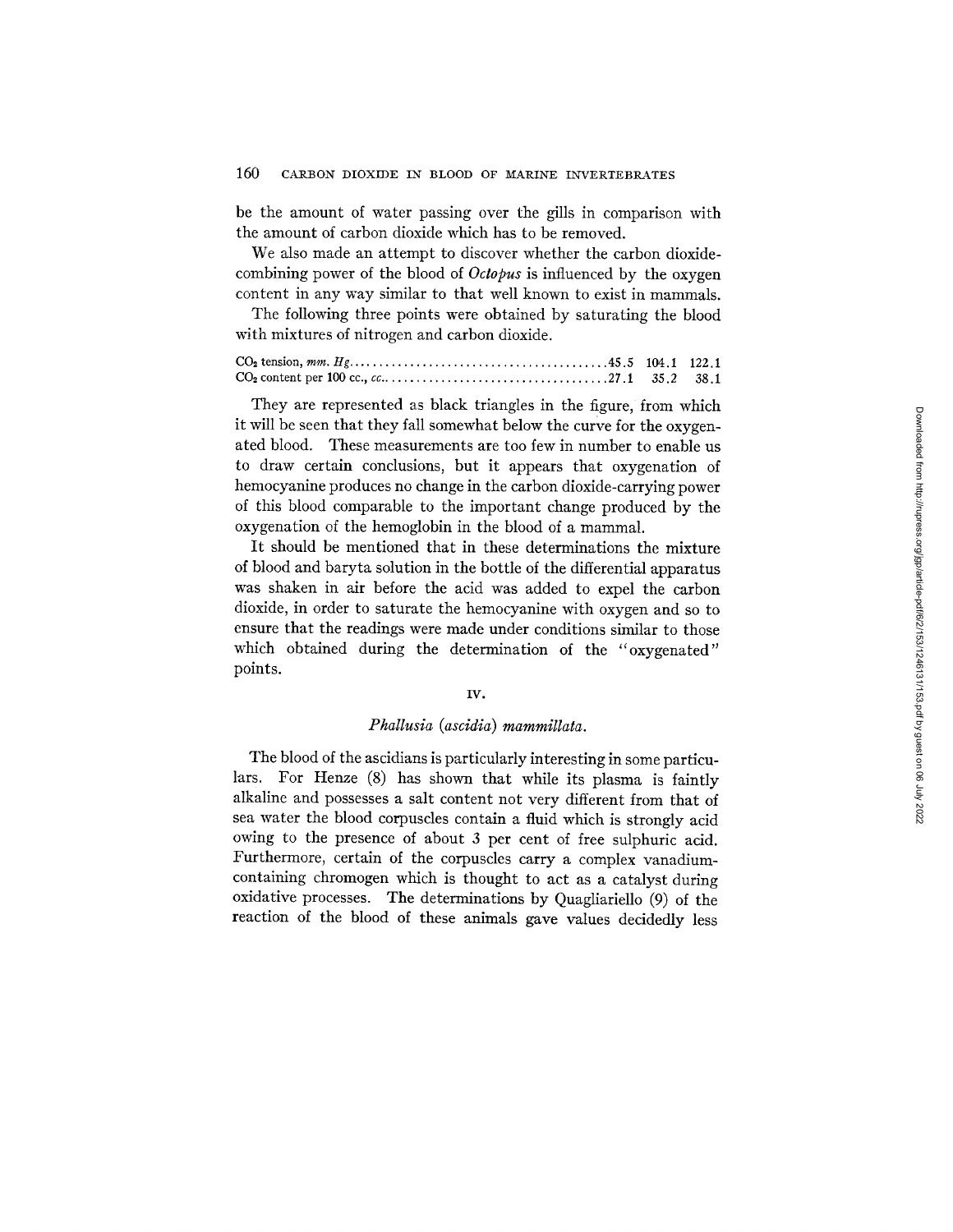be the amount of water passing over the gills in comparison with the amount of carbon dioxide which has to be removed.

We also made an attempt to discover whether the carbon dioxide-combining power of the blood of *Octopus* is influenced by the oxygen content in any way similar to that well known to exist in mammals.

The following three points were obtained by saturating the blood with mixtures of nitrogen and carbon dioxide.

| | | | |
|---|---|---|---|
| $CO_2$ tension, *mm. Hg* | 45.5 | 104.1 | 122.1 |
| $CO_2$ content per 100 cc., *cc.* | 27.1 | 35.2 | 38.1 |

They are represented as black triangles in the figure, from which it will be seen that they fall somewhat below the curve for the oxygenated blood. These measurements are too few in number to enable us to draw certain conclusions, but it appears that oxygenation of hemocyanine produces no change in the carbon dioxide-carrying power of this blood comparable to the important change produced by the oxygenation of the hemoglobin in the blood of a mammal.

It should be mentioned that in these determinations the mixture of blood and baryta solution in the bottle of the differential apparatus was shaken in air before the acid was added to expel the carbon dioxide, in order to saturate the hemocyanine with oxygen and so to ensure that the readings were made under conditions similar to those which obtained during the determination of the "oxygenated" points.

## IV.

### *Phallusia (ascidia) mammillata.*

The blood of the ascidians is particularly interesting in some particulars. For Henze (8) has shown that while its plasma is faintly alkaline and possesses a salt content not very different from that of sea water the blood corpuscles contain a fluid which is strongly acid owing to the presence of about 3 per cent of free sulphuric acid. Furthermore, certain of the corpuscles carry a complex vanadium-containing chromogen which is thought to act as a catalyst during oxidative processes. The determinations by Quagliariello (9) of the reaction of the blood of these animals gave values decidedly less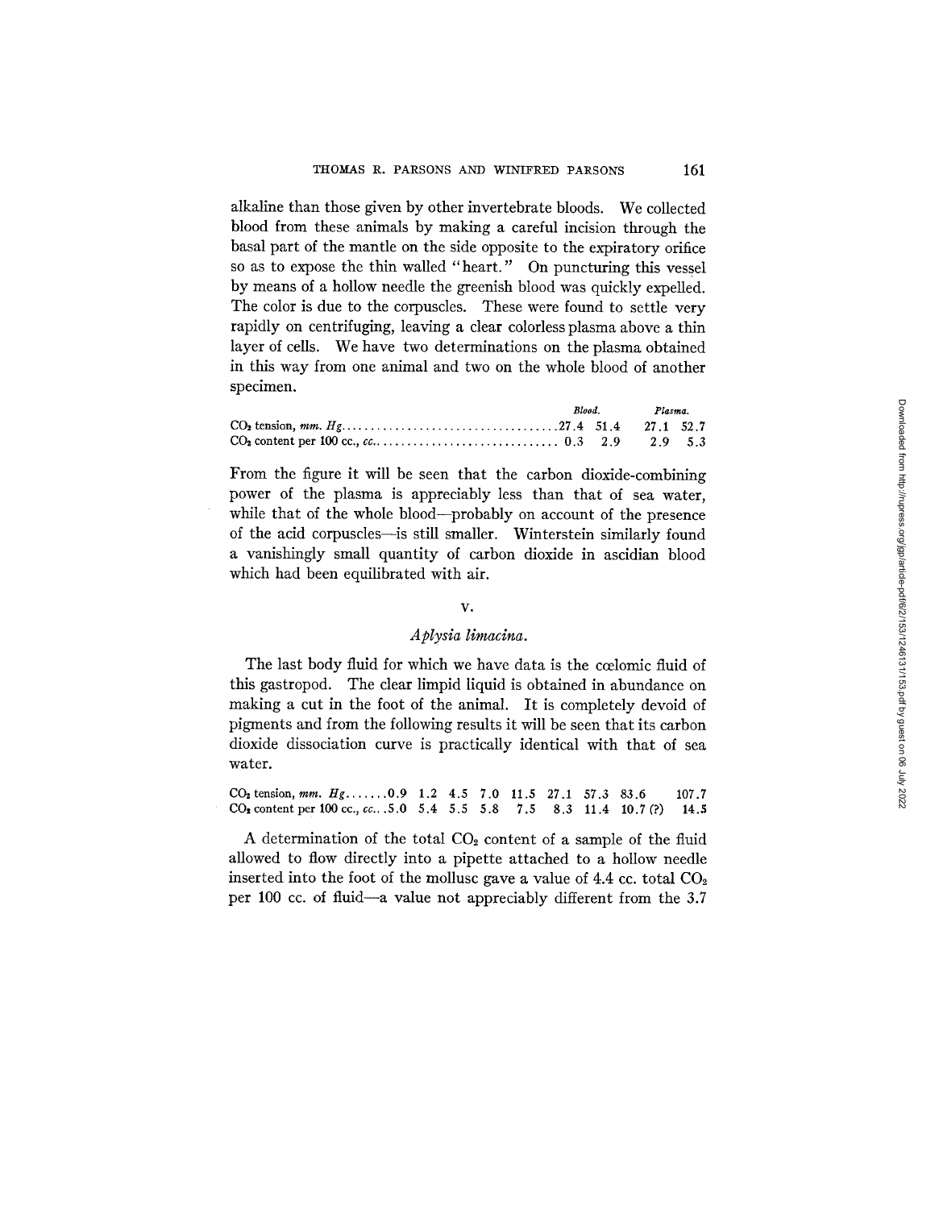alkaline than those given by other invertebrate bloods. We collected blood from these animals by making a careful incision through the basal part of the mantle on the side opposite to the expiratory orifice so as to expose the thin walled "heart." On puncturing this vessel by means of a hollow needle the greenish blood was quickly expelled. The color is due to the corpuscles. These were found to settle very rapidly on centrifuging, leaving a clear colorless plasma above a thin layer of cells. We have two determinations on the plasma obtained in this way from one animal and two on the whole blood of another specimen.

| | *Blood.* | | *Plasma.* | |
|---|---|---|---|---|
| $CO_2$ tension, *mm. Hg* | 27.4 | 51.4 | 27.1 | 52.7 |
| $CO_2$ content per 100 cc., *cc.* | 0.3 | 2.9 | 2.9 | 5.3 |

From the figure it will be seen that the carbon dioxide-combining power of the plasma is appreciably less than that of sea water, while that of the whole blood—probably on account of the presence of the acid corpuscles—is still smaller. Winterstein similarly found a vanishingly small quantity of carbon dioxide in ascidian blood which had been equilibrated with air.

## V.

### *Aplysia limacina.*

The last body fluid for which we have data is the cœlomic fluid of this gastropod. The clear limpid liquid is obtained in abundance on making a cut in the foot of the animal. It is completely devoid of pigments and from the following results it will be seen that its carbon dioxide dissociation curve is practically identical with that of sea water.

| $CO_2$ tension, *mm. Hg* | 0.9 | 1.2 | 4.5 | 7.0 | 11.5 | 27.1 | 57.3 | 83.6 | 107.7 |
|---|---|---|---|---|---|---|---|---|---|
| $CO_2$ content per 100 cc., *cc.* | 5.0 | 5.4 | 5.5 | 5.8 | 7.5 | 8.3 | 11.4 | 10.7 (?) | 14.5 |

A determination of the total $CO_2$ content of a sample of the fluid allowed to flow directly into a pipette attached to a hollow needle inserted into the foot of the mollusc gave a value of 4.4 cc. total $CO_2$ per 100 cc. of fluid—a value not appreciably different from the 3.7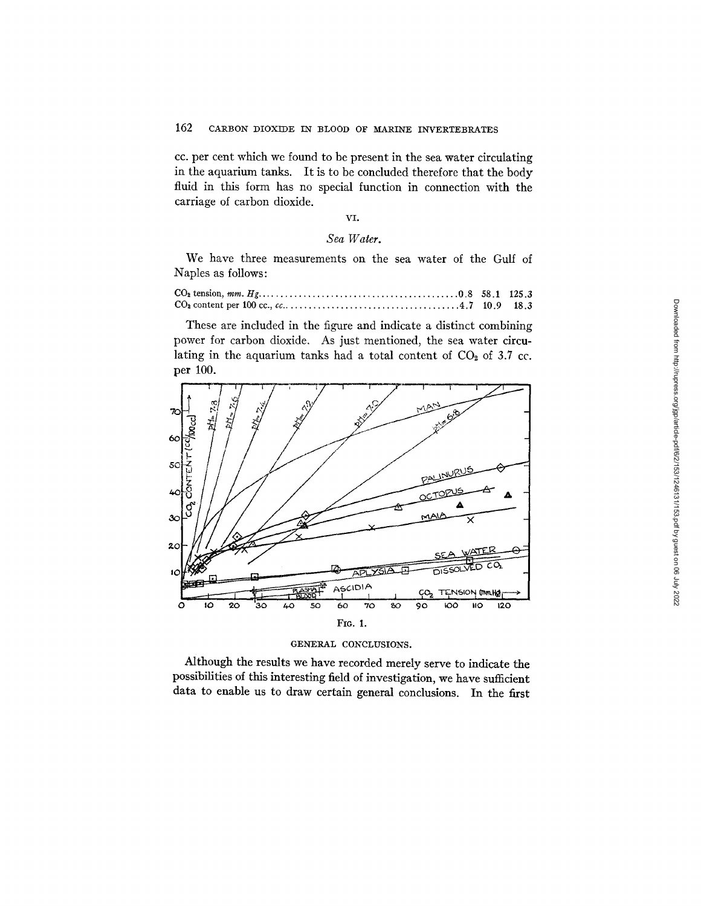cc. per cent which we found to be present in the sea water circulating in the aquarium tanks. It is to be concluded therefore that the body fluid in this form has no special function in connection with the carriage of carbon dioxide.

## VI.

### *Sea Water.*

We have three measurements on the sea water of the Gulf of Naples as follows:

| | | | |
|---|---|---|---|
| $CO_2$ tension, *mm. Hg* | 0.8 | 58.1 | 125.3 |
| $CO_2$ content per 100 cc., *cc.* | 4.7 | 10.9 | 18.3 |

These are included in the figure and indicate a distinct combining power for carbon dioxide. As just mentioned, the sea water circulating in the aquarium tanks had a total content of $CO_2$ of 3.7 cc. per 100.

FIG. 1.

## GENERAL CONCLUSIONS.

Although the results we have recorded merely serve to indicate the possibilities of this interesting field of investigation, we have sufficient data to enable us to draw certain general conclusions. In the first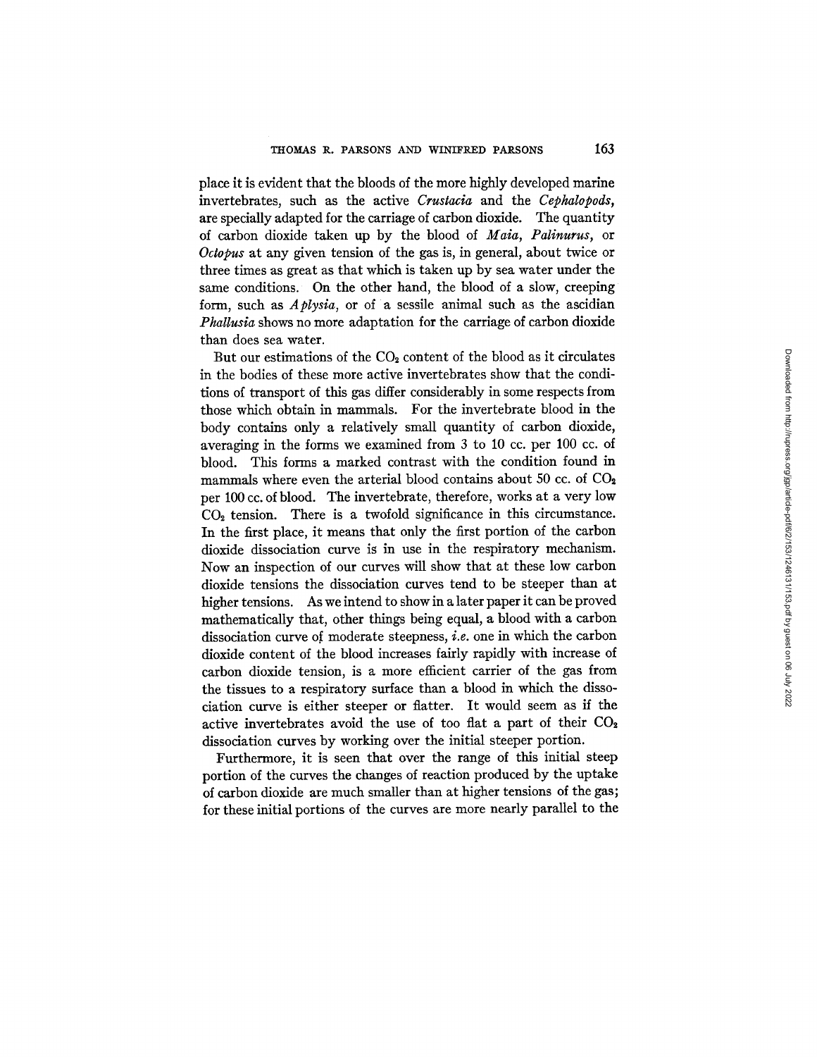place it is evident that the bloods of the more highly developed marine invertebrates, such as the active *Crustacia* and the *Cephalopods*, are specially adapted for the carriage of carbon dioxide. The quantity of carbon dioxide taken up by the blood of *Maia*, *Palinurus*, or *Octopus* at any given tension of the gas is, in general, about twice or three times as great as that which is taken up by sea water under the same conditions. On the other hand, the blood of a slow, creeping form, such as *Aplysia*, or of a sessile animal such as the ascidian *Phallusia* shows no more adaptation for the carriage of carbon dioxide than does sea water.

But our estimations of the $CO_2$ content of the blood as it circulates in the bodies of these more active invertebrates show that the conditions of transport of this gas differ considerably in some respects from those which obtain in mammals. For the invertebrate blood in the body contains only a relatively small quantity of carbon dioxide, averaging in the forms we examined from 3 to 10 cc. per 100 cc. of blood. This forms a marked contrast with the condition found in mammals where even the arterial blood contains about 50 cc. of $CO_2$ per 100 cc. of blood. The invertebrate, therefore, works at a very low $CO_2$ tension. There is a twofold significance in this circumstance. In the first place, it means that only the first portion of the carbon dioxide dissociation curve is in use in the respiratory mechanism. Now an inspection of our curves will show that at these low carbon dioxide tensions the dissociation curves tend to be steeper than at higher tensions. As we intend to show in a later paper it can be proved mathematically that, other things being equal, a blood with a carbon dissociation curve of moderate steepness, *i.e.* one in which the carbon dioxide content of the blood increases fairly rapidly with increase of carbon dioxide tension, is a more efficient carrier of the gas from the tissues to a respiratory surface than a blood in which the dissociation curve is either steeper or flatter. It would seem as if the active invertebrates avoid the use of too flat a part of their $CO_2$ dissociation curves by working over the initial steeper portion.

Furthermore, it is seen that over the range of this initial steep portion of the curves the changes of reaction produced by the uptake of carbon dioxide are much smaller than at higher tensions of the gas; for these initial portions of the curves are more nearly parallel to the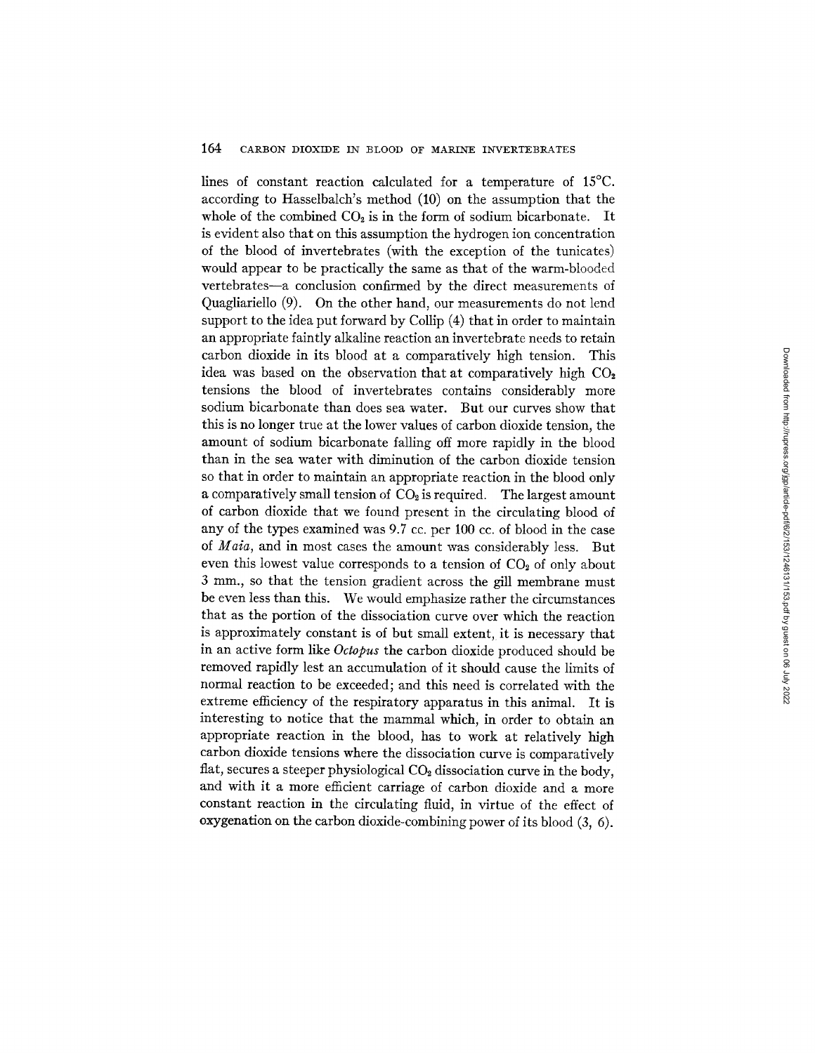lines of constant reaction calculated for a temperature of 15°C. according to Hasselbalch's method (10) on the assumption that the whole of the combined $CO_2$ is in the form of sodium bicarbonate. It is evident also that on this assumption the hydrogen ion concentration of the blood of invertebrates (with the exception of the tunicates) would appear to be practically the same as that of the warm-blooded vertebrates—a conclusion confirmed by the direct measurements of Quagliariello (9). On the other hand, our measurements do not lend support to the idea put forward by Collip (4) that in order to maintain an appropriate faintly alkaline reaction an invertebrate needs to retain carbon dioxide in its blood at a comparatively high tension. This idea was based on the observation that at comparatively high $CO_2$ tensions the blood of invertebrates contains considerably more sodium bicarbonate than does sea water. But our curves show that this is no longer true at the lower values of carbon dioxide tension, the amount of sodium bicarbonate falling off more rapidly in the blood than in the sea water with diminution of the carbon dioxide tension so that in order to maintain an appropriate reaction in the blood only a comparatively small tension of $CO_2$ is required. The largest amount of carbon dioxide that we found present in the circulating blood of any of the types examined was 9.7 cc. per 100 cc. of blood in the case of *Maia*, and in most cases the amount was considerably less. But even this lowest value corresponds to a tension of $CO_2$ of only about 3 mm., so that the tension gradient across the gill membrane must be even less than this. We would emphasize rather the circumstances that as the portion of the dissociation curve over which the reaction is approximately constant is of but small extent, it is necessary that in an active form like *Octopus* the carbon dioxide produced should be removed rapidly lest an accumulation of it should cause the limits of normal reaction to be exceeded; and this need is correlated with the extreme efficiency of the respiratory apparatus in this animal. It is interesting to notice that the mammal which, in order to obtain an appropriate reaction in the blood, has to work at relatively high carbon dioxide tensions where the dissociation curve is comparatively flat, secures a steeper physiological $CO_2$ dissociation curve in the body, and with it a more efficient carriage of carbon dioxide and a more constant reaction in the circulating fluid, in virtue of the effect of oxygenation on the carbon dioxide-combining power of its blood (3, 6).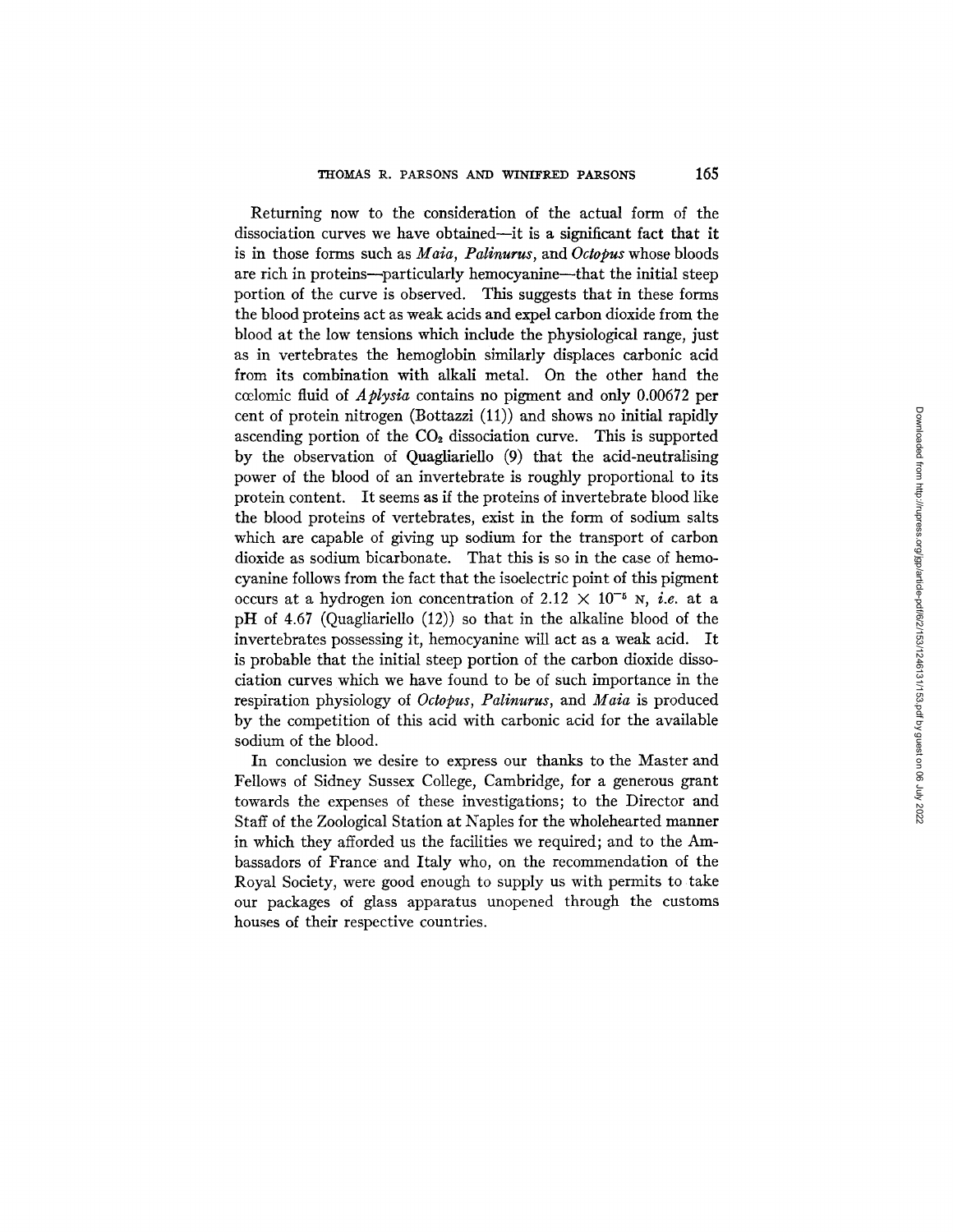Returning now to the consideration of the actual form of the dissociation curves we have obtained—it is a significant fact that it is in those forms such as *Maia*, *Palinurus*, and *Octopus* whose bloods are rich in proteins—particularly hemocyanine—that the initial steep portion of the curve is observed. This suggests that in these forms the blood proteins act as weak acids and expel carbon dioxide from the blood at the low tensions which include the physiological range, just as in vertebrates the hemoglobin similarly displaces carbonic acid from its combination with alkali metal. On the other hand the cœlomic fluid of *Aplysia* contains no pigment and only 0.00672 per cent of protein nitrogen (Bottazzi (11)) and shows no initial rapidly ascending portion of the $CO_2$ dissociation curve. This is supported by the observation of Quagliariello (9) that the acid-neutralising power of the blood of an invertebrate is roughly proportional to its protein content. It seems as if the proteins of invertebrate blood like the blood proteins of vertebrates, exist in the form of sodium salts which are capable of giving up sodium for the transport of carbon dioxide as sodium bicarbonate. That this is so in the case of hemocyanine follows from the fact that the isoelectric point of this pigment occurs at a hydrogen ion concentration of $2.12 \times 10^{-5}$ N, *i.e.* at a pH of 4.67 (Quagliariello (12)) so that in the alkaline blood of the invertebrates possessing it, hemocyanine will act as a weak acid. It is probable that the initial steep portion of the carbon dioxide dissociation curves which we have found to be of such importance in the respiration physiology of *Octopus*, *Palinurus*, and *Maia* is produced by the competition of this acid with carbonic acid for the available sodium of the blood.

In conclusion we desire to express our thanks to the Master and Fellows of Sidney Sussex College, Cambridge, for a generous grant towards the expenses of these investigations; to the Director and Staff of the Zoological Station at Naples for the wholehearted manner in which they afforded us the facilities we required; and to the Ambassadors of France and Italy who, on the recommendation of the Royal Society, were good enough to supply us with permits to take our packages of glass apparatus unopened through the customs houses of their respective countries.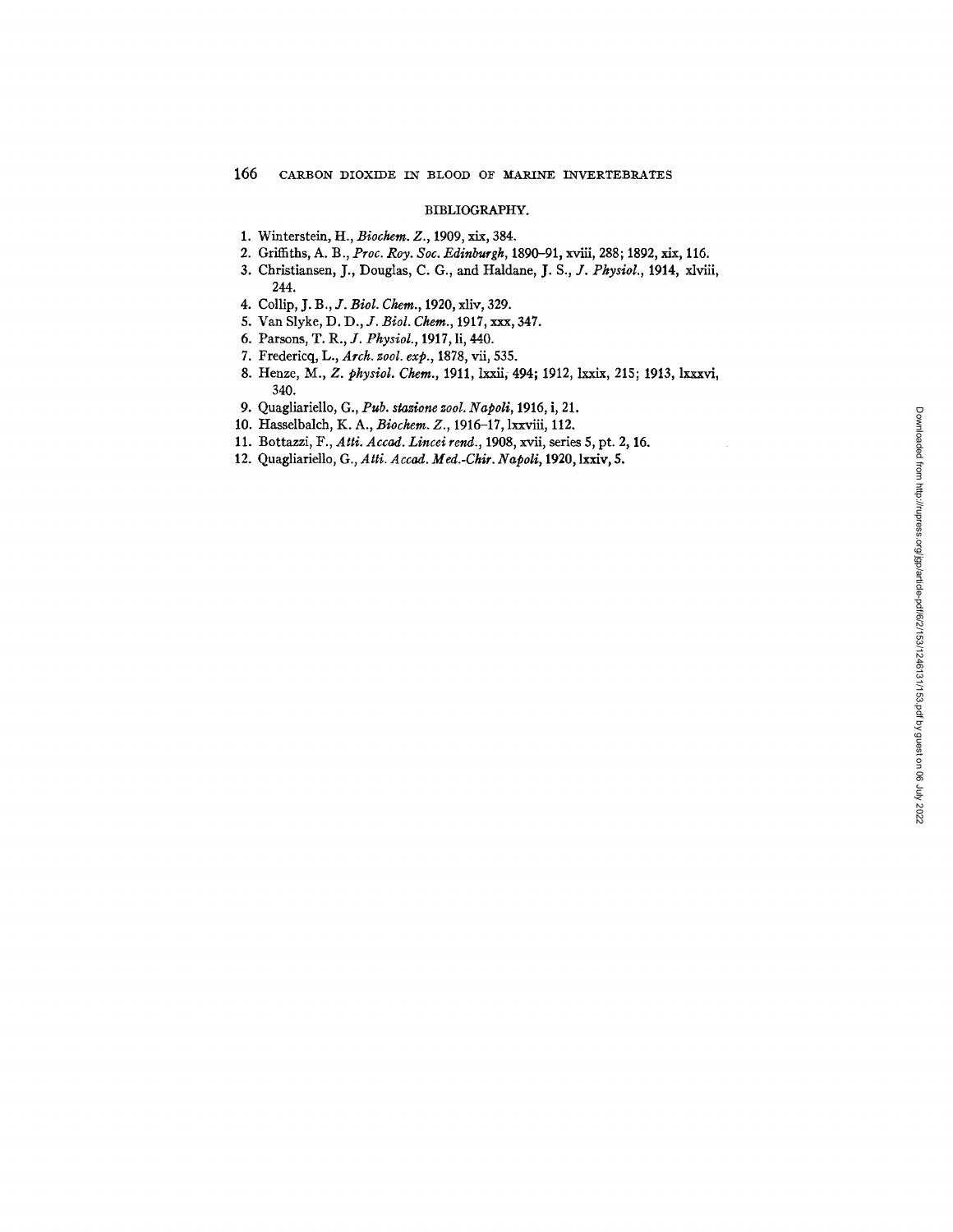## BIBLIOGRAPHY.

1. Winterstein, H., *Biochem. Z.*, 1909, xix, 384.
2. Griffiths, A. B., *Proc. Roy. Soc. Edinburgh*, 1890–91, xviii, 288; 1892, xix, 116.
3. Christiansen, J., Douglas, C. G., and Haldane, J. S., *J. Physiol.*, 1914, xlviii, 244.
4. Collip, J. B., *J. Biol. Chem.*, 1920, xliv, 329.
5. Van Slyke, D. D., *J. Biol. Chem.*, 1917, xxx, 347.
6. Parsons, T. R., *J. Physiol.*, 1917, li, 440.
7. Fredericq, L., *Arch. zool. exp.*, 1878, vii, 535.
8. Henze, M., *Z. physiol. Chem.*, 1911, lxxii, 494; 1912, lxxix, 215; 1913, lxxxvi, 340.
9. Quagliariello, G., *Pub. stazione zool. Napoli*, 1916, i, 21.
10. Hasselbalch, K. A., *Biochem. Z.*, 1916–17, lxxviii, 112.
11. Bottazzi, F., *Atti. Accad. Lincei rend.*, 1908, xvii, series 5, pt. 2, 16.
12. Quagliariello, G., *Atti. Accad. Med.-Chir. Napoli*, 1920, lxxiv, 5.